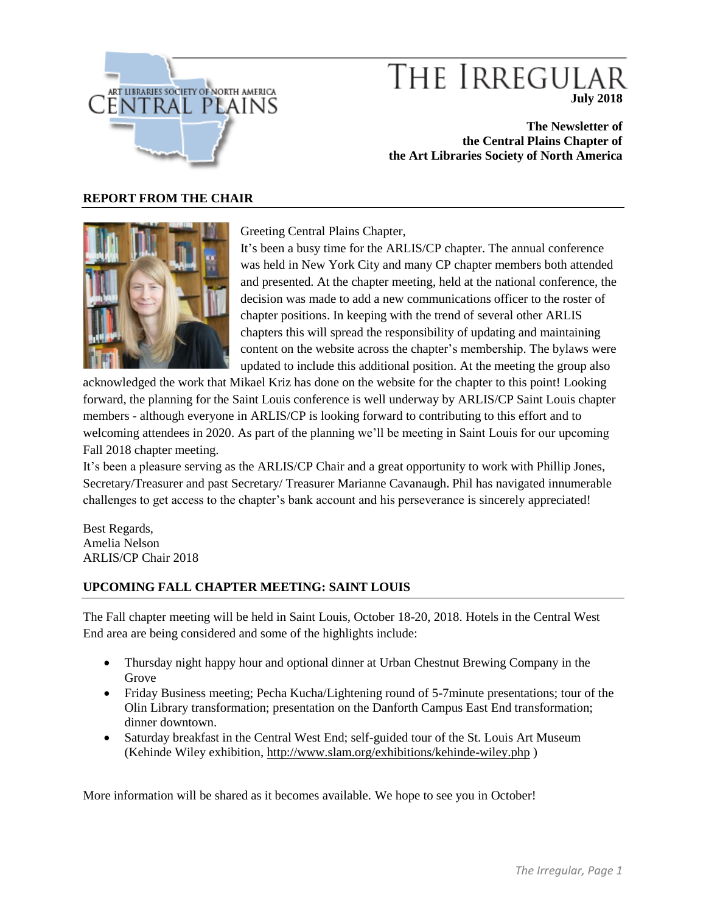# THE IRREGULAR

**July 2018**

**The Newsletter of the Central Plains Chapter of the Art Libraries Society of North America**

## REPORT FROM THE CHAIR

Greeting Central Plains Chapter,

It's been a busy time for the ARLIS/CP chapter. The annual conference was held in New York City and many CP chapter members both attended and presented. At the chapter meeting, held at the national conference, the decision was made to add a new communications officer to the roster of chapter positions. In keeping with the trend of several other ARLIS chapters this will spread the responsibility of updating and maintaining content on the website across the chapter's membership. The bylaws were updated to include this additional position. At the meeting the group also acknowledged the work that Mikael Kriz has done on the website for the chapter to this point! Looking forward, the planning for the Saint Louis conference is well underway by ARLIS/CP Saint Louis chapter members - although everyone in ARLIS/CP is looking forward to contributing to this effort and to welcoming attendees in 2020. As part of the planning we'll be meeting in Saint Louis for our upcoming Fall 2018 chapter meeting.

It's been a pleasure serving as the ARLIS/CP Chair and a great opportunity to work with Phillip Jones, Secretary/Treasurer and past Secretary/ Treasurer Marianne Cavanaugh. Phil has navigated innumerable challenges to get access to the chapter's bank account and his perseverance is sincerely appreciated!

Best Regards,
Amelia Nelson
ARLIS/CP Chair 2018

## UPCOMING FALL CHAPTER MEETING: SAINT LOUIS

The Fall chapter meeting will be held in Saint Louis, October 18-20, 2018. Hotels in the Central West End area are being considered and some of the highlights include:

- Thursday night happy hour and optional dinner at Urban Chestnut Brewing Company in the Grove
- Friday Business meeting; Pecha Kucha/Lightening round of 5-7minute presentations; tour of the Olin Library transformation; presentation on the Danforth Campus East End transformation; dinner downtown.
- Saturday breakfast in the Central West End; self-guided tour of the St. Louis Art Museum (Kehinde Wiley exhibition, http://www.slam.org/exhibitions/kehinde-wiley.php )

More information will be shared as it becomes available. We hope to see you in October!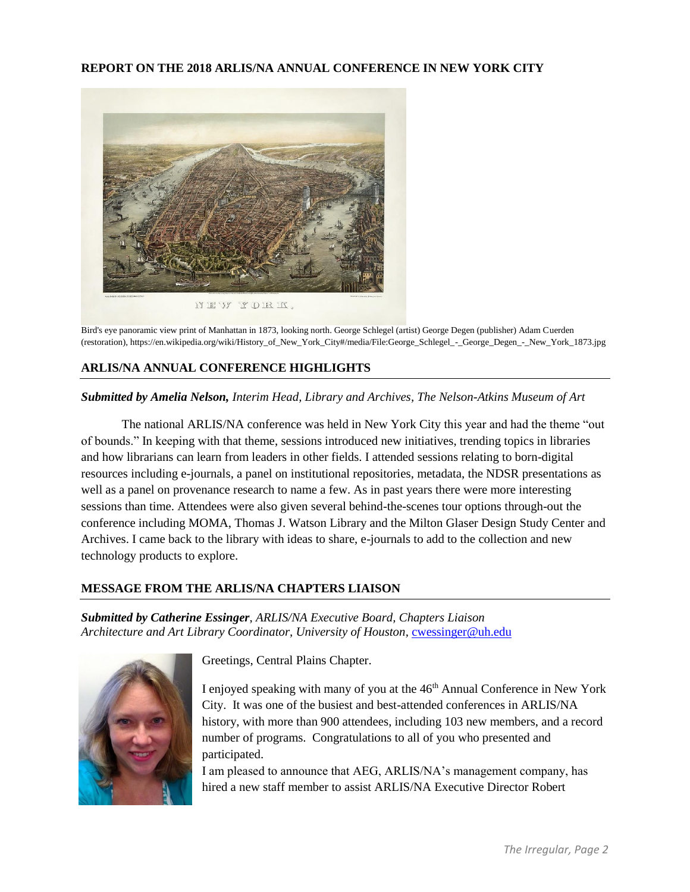## REPORT ON THE 2018 ARLIS/NA ANNUAL CONFERENCE IN NEW YORK CITY

Bird's eye panoramic view print of Manhattan in 1873, looking north. George Schlegel (artist) George Degen (publisher) Adam Cuerden (restoration), https://en.wikipedia.org/wiki/History_of_New_York_City#/media/File:George_Schlegel_-_George_Degen_-_New_York_1873.jpg

## ARLIS/NA ANNUAL CONFERENCE HIGHLIGHTS

***Submitted by Amelia Nelson,*** *Interim Head, Library and Archives, The Nelson-Atkins Museum of Art*

The national ARLIS/NA conference was held in New York City this year and had the theme "out of bounds." In keeping with that theme, sessions introduced new initiatives, trending topics in libraries and how librarians can learn from leaders in other fields. I attended sessions relating to born-digital resources including e-journals, a panel on institutional repositories, metadata, the NDSR presentations as well as a panel on provenance research to name a few. As in past years there were more interesting sessions than time. Attendees were also given several behind-the-scenes tour options through-out the conference including MOMA, Thomas J. Watson Library and the Milton Glaser Design Study Center and Archives. I came back to the library with ideas to share, e-journals to add to the collection and new technology products to explore.

## MESSAGE FROM THE ARLIS/NA CHAPTERS LIAISON

***Submitted by Catherine Essinger****, ARLIS/NA Executive Board, Chapters Liaison*
*Architecture and Art Library Coordinator, University of Houston,* cwessinger@uh.edu

Greetings, Central Plains Chapter.

I enjoyed speaking with many of you at the 46th Annual Conference in New York City. It was one of the busiest and best-attended conferences in ARLIS/NA history, with more than 900 attendees, including 103 new members, and a record number of programs. Congratulations to all of you who presented and participated.

I am pleased to announce that AEG, ARLIS/NA's management company, has hired a new staff member to assist ARLIS/NA Executive Director Robert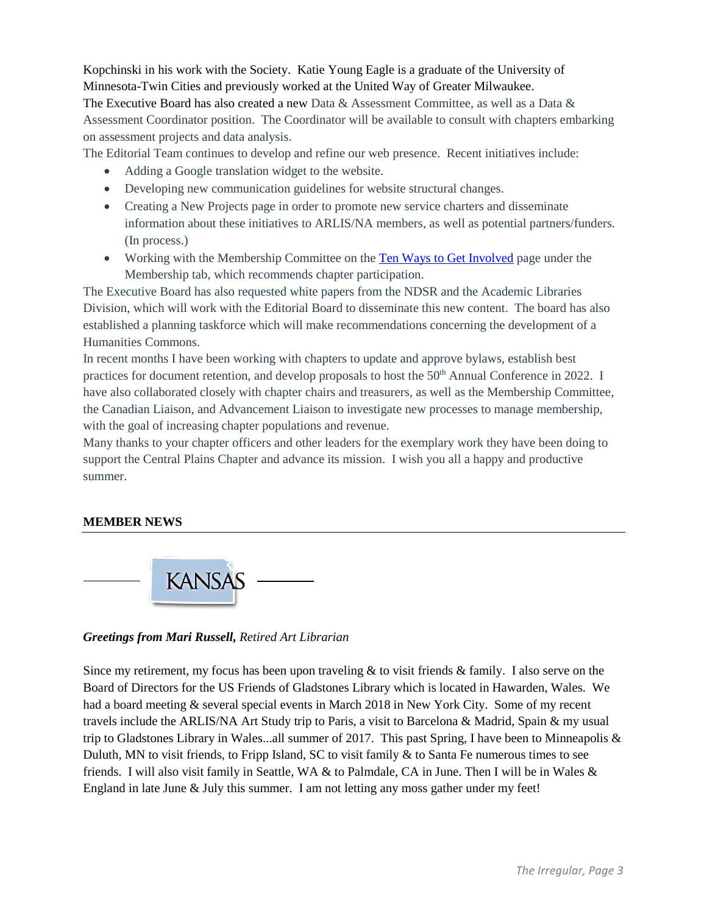Kopchinski in his work with the Society. Katie Young Eagle is a graduate of the University of Minnesota-Twin Cities and previously worked at the United Way of Greater Milwaukee.

The Executive Board has also created a new Data & Assessment Committee, as well as a Data & Assessment Coordinator position. The Coordinator will be available to consult with chapters embarking on assessment projects and data analysis.

The Editorial Team continues to develop and refine our web presence. Recent initiatives include:

- Adding a Google translation widget to the website.
- Developing new communication guidelines for website structural changes.
- Creating a New Projects page in order to promote new service charters and disseminate information about these initiatives to ARLIS/NA members, as well as potential partners/funders. (In process.)
- Working with the Membership Committee on the [Ten Ways to Get Involved]() page under the Membership tab, which recommends chapter participation.

The Executive Board has also requested white papers from the NDSR and the Academic Libraries Division, which will work with the Editorial Board to disseminate this new content. The board has also established a planning taskforce which will make recommendations concerning the development of a Humanities Commons.

In recent months I have been working with chapters to update and approve bylaws, establish best practices for document retention, and develop proposals to host the 50th Annual Conference in 2022. I have also collaborated closely with chapter chairs and treasurers, as well as the Membership Committee, the Canadian Liaison, and Advancement Liaison to investigate new processes to manage membership, with the goal of increasing chapter populations and revenue.

Many thanks to your chapter officers and other leaders for the exemplary work they have been doing to support the Central Plains Chapter and advance its mission. I wish you all a happy and productive summer.

## MEMBER NEWS

### KANSAS

***Greetings from Mari Russell,*** *Retired Art Librarian*

Since my retirement, my focus has been upon traveling & to visit friends & family. I also serve on the Board of Directors for the US Friends of Gladstones Library which is located in Hawarden, Wales. We had a board meeting & several special events in March 2018 in New York City. Some of my recent travels include the ARLIS/NA Art Study trip to Paris, a visit to Barcelona & Madrid, Spain & my usual trip to Gladstones Library in Wales...all summer of 2017. This past Spring, I have been to Minneapolis & Duluth, MN to visit friends, to Fripp Island, SC to visit family & to Santa Fe numerous times to see friends. I will also visit family in Seattle, WA & to Palmdale, CA in June. Then I will be in Wales & England in late June & July this summer. I am not letting any moss gather under my feet!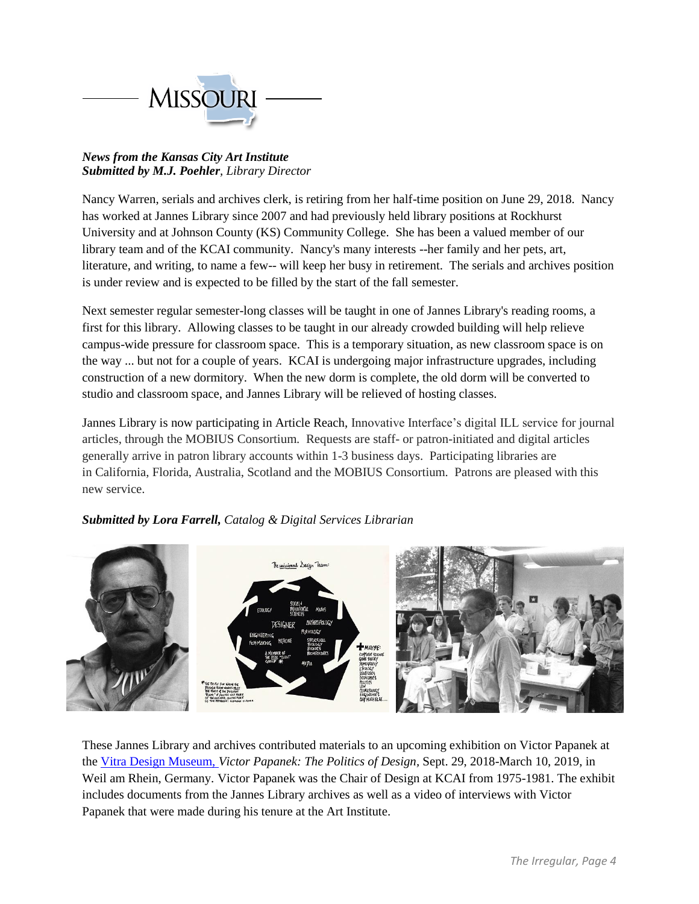# MISSOURI

***News from the Kansas City Art Institute***
***Submitted by M.J. Poehler**, Library Director*

Nancy Warren, serials and archives clerk, is retiring from her half-time position on June 29, 2018. Nancy has worked at Jannes Library since 2007 and had previously held library positions at Rockhurst University and at Johnson County (KS) Community College. She has been a valued member of our library team and of the KCAI community. Nancy's many interests --her family and her pets, art, literature, and writing, to name a few-- will keep her busy in retirement. The serials and archives position is under review and is expected to be filled by the start of the fall semester.

Next semester regular semester-long classes will be taught in one of Jannes Library's reading rooms, a first for this library. Allowing classes to be taught in our already crowded building will help relieve campus-wide pressure for classroom space. This is a temporary situation, as new classroom space is on the way ... but not for a couple of years. KCAI is undergoing major infrastructure upgrades, including construction of a new dormitory. When the new dorm is complete, the old dorm will be converted to studio and classroom space, and Jannes Library will be relieved of hosting classes.

Jannes Library is now participating in Article Reach, Innovative Interface's digital ILL service for journal articles, through the MOBIUS Consortium. Requests are staff- or patron-initiated and digital articles generally arrive in patron library accounts within 1-3 business days. Participating libraries are in California, Florida, Australia, Scotland and the MOBIUS Consortium. Patrons are pleased with this new service.

***Submitted by Lora Farrell,** Catalog & Digital Services Librarian*

These Jannes Library and archives contributed materials to an upcoming exhibition on Victor Papanek at the Vitra Design Museum, *Victor Papanek: The Politics of Design*, Sept. 29, 2018-March 10, 2019, in Weil am Rhein, Germany. Victor Papanek was the Chair of Design at KCAI from 1975-1981. The exhibit includes documents from the Jannes Library archives as well as a video of interviews with Victor Papanek that were made during his tenure at the Art Institute.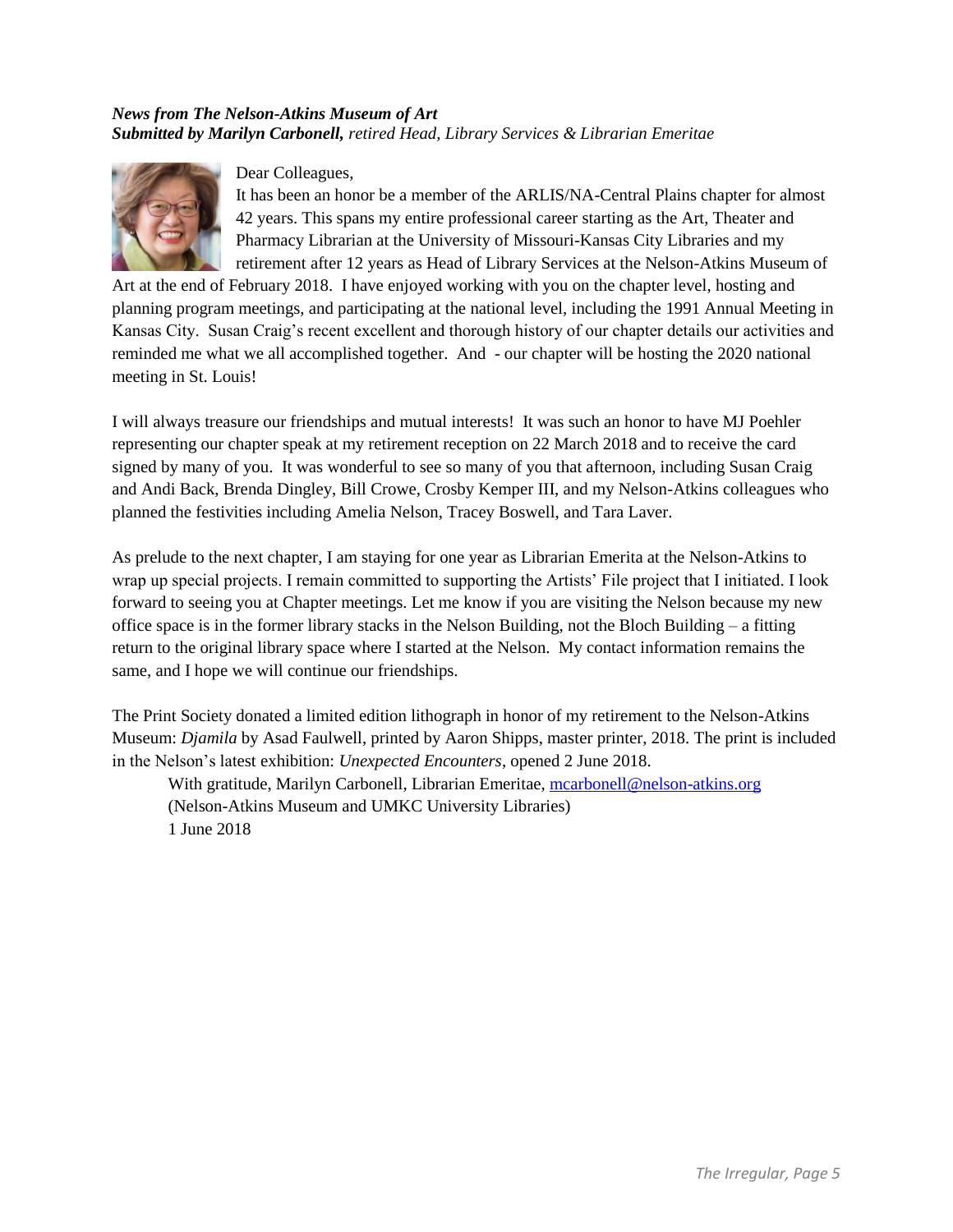***News from The Nelson-Atkins Museum of Art***
***Submitted by Marilyn Carbonell,** retired Head, Library Services & Librarian Emeritae*

Dear Colleagues,
It has been an honor be a member of the ARLIS/NA-Central Plains chapter for almost 42 years. This spans my entire professional career starting as the Art, Theater and Pharmacy Librarian at the University of Missouri-Kansas City Libraries and my retirement after 12 years as Head of Library Services at the Nelson-Atkins Museum of Art at the end of February 2018. I have enjoyed working with you on the chapter level, hosting and planning program meetings, and participating at the national level, including the 1991 Annual Meeting in Kansas City. Susan Craig's recent excellent and thorough history of our chapter details our activities and reminded me what we all accomplished together. And - our chapter will be hosting the 2020 national meeting in St. Louis!

I will always treasure our friendships and mutual interests! It was such an honor to have MJ Poehler representing our chapter speak at my retirement reception on 22 March 2018 and to receive the card signed by many of you. It was wonderful to see so many of you that afternoon, including Susan Craig and Andi Back, Brenda Dingley, Bill Crowe, Crosby Kemper III, and my Nelson-Atkins colleagues who planned the festivities including Amelia Nelson, Tracey Boswell, and Tara Laver.

As prelude to the next chapter, I am staying for one year as Librarian Emerita at the Nelson-Atkins to wrap up special projects. I remain committed to supporting the Artists' File project that I initiated. I look forward to seeing you at Chapter meetings. Let me know if you are visiting the Nelson because my new office space is in the former library stacks in the Nelson Building, not the Bloch Building – a fitting return to the original library space where I started at the Nelson. My contact information remains the same, and I hope we will continue our friendships.

The Print Society donated a limited edition lithograph in honor of my retirement to the Nelson-Atkins Museum: *Djamila* by Asad Faulwell, printed by Aaron Shipps, master printer, 2018. The print is included in the Nelson's latest exhibition: *Unexpected Encounters*, opened 2 June 2018.

With gratitude, Marilyn Carbonell, Librarian Emeritae, mcarbonell@nelson-atkins.org
(Nelson-Atkins Museum and UMKC University Libraries)
1 June 2018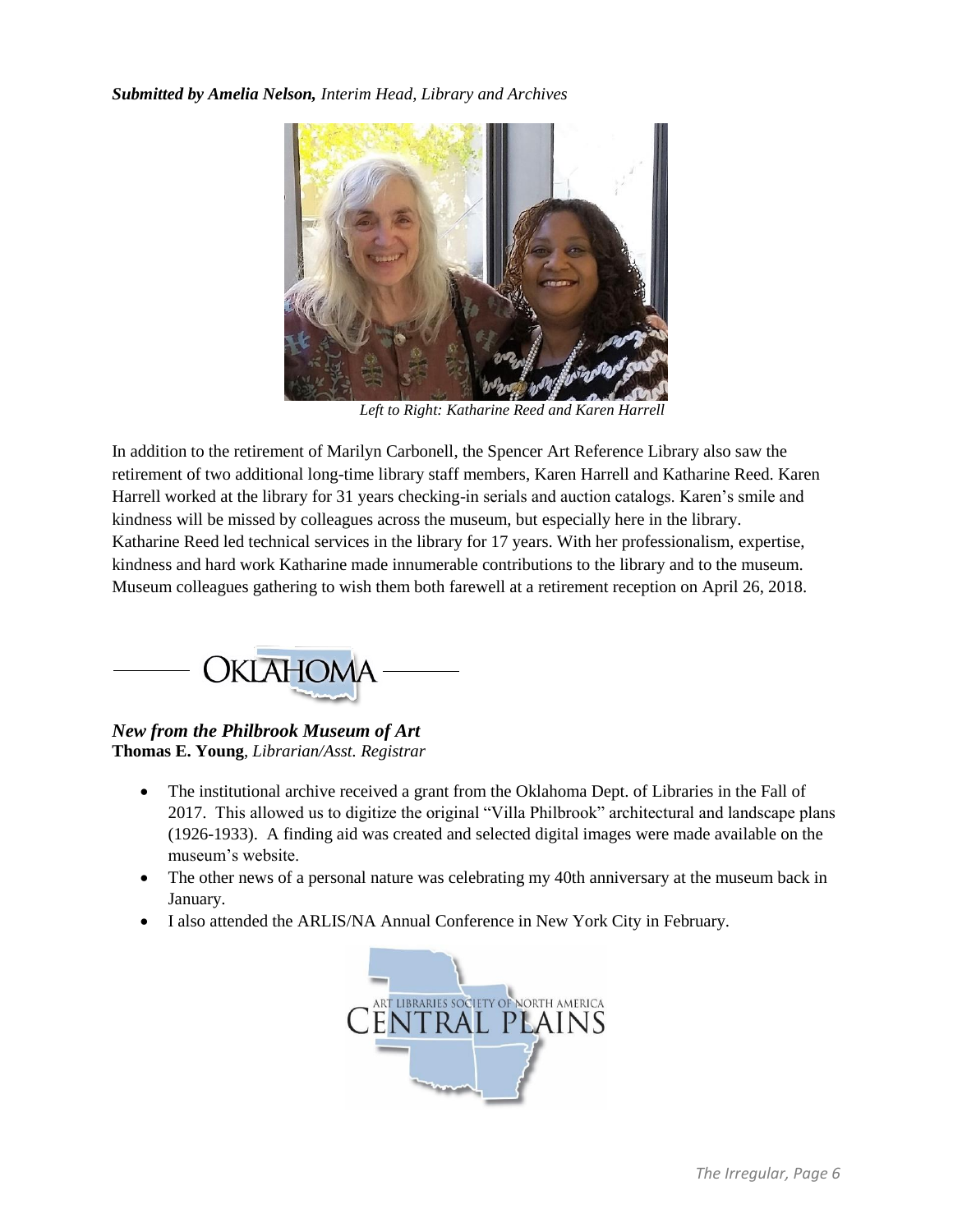***Submitted by Amelia Nelson,*** *Interim Head, Library and Archives*

*Left to Right: Katharine Reed and Karen Harrell*

In addition to the retirement of Marilyn Carbonell, the Spencer Art Reference Library also saw the retirement of two additional long-time library staff members, Karen Harrell and Katharine Reed. Karen Harrell worked at the library for 31 years checking-in serials and auction catalogs. Karen's smile and kindness will be missed by colleagues across the museum, but especially here in the library. Katharine Reed led technical services in the library for 17 years. With her professionalism, expertise, kindness and hard work Katharine made innumerable contributions to the library and to the museum. Museum colleagues gathering to wish them both farewell at a retirement reception on April 26, 2018.

## OKLAHOMA

### *New from the Philbrook Museum of Art*

**Thomas E. Young**, *Librarian/Asst. Registrar*

- The institutional archive received a grant from the Oklahoma Dept. of Libraries in the Fall of 2017. This allowed us to digitize the original "Villa Philbrook" architectural and landscape plans (1926-1933). A finding aid was created and selected digital images were made available on the museum's website.
- The other news of a personal nature was celebrating my 40th anniversary at the museum back in January.
- I also attended the ARLIS/NA Annual Conference in New York City in February.

ART LIBRARIES SOCIETY OF NORTH AMERICA
CENTRAL PLAINS